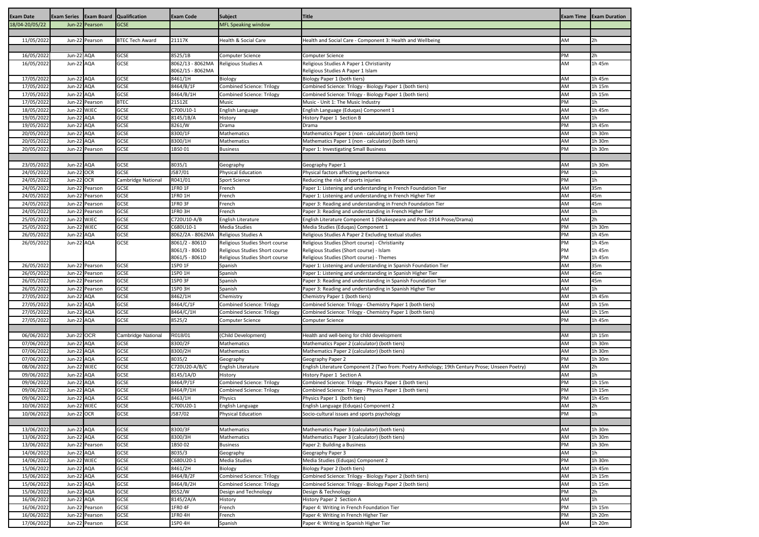| Exam Date | Exam Series | Exam Board | Qualification | Exam Code | Subject | Title | Exam Time | Exam Duration |
|---|---|---|---|---|---|---|---|---|
| 18/04-20/05/22 | Jun-22 | Pearson | GCSE | | MFL Speaking window | | | |
| | | | | | | | | |
| 11/05/2022 | Jun-22 | Pearson | BTEC Tech Award | 21117K | Health & Social Care | Health and Social Care - Component 3: Health and Wellbeing | AM | 2h |
| | | | | | | | | |
| 16/05/2022 | Jun-22 | AQA | GCSE | 8525/1B | Computer Science | Computer Science | PM | 2h |
| 16/05/2022 | Jun-22 | AQA | GCSE | 8062/13 - 8062MA<br>8062/15 - 8062MA | Religious Studies A | Religious Studies A Paper 1 Christianity<br>Religious Studies A Paper 1 Islam | AM | 1h 45m |
| 17/05/2022 | Jun-22 | AQA | GCSE | 8461/1H | Biology | Biology Paper 1 (both tiers) | AM | 1h 45m |
| 17/05/2022 | Jun-22 | AQA | GCSE | 8464/B/1F | Combined Science: Trilogy | Combined Science: Trilogy - Biology Paper 1 (both tiers) | AM | 1h 15m |
| 17/05/2022 | Jun-22 | AQA | GCSE | 8464/B/1H | Combined Science: Trilogy | Combined Science: Trilogy - Biology Paper 1 (both tiers) | AM | 1h 15m |
| 17/05/2022 | Jun-22 | Pearson | BTEC | 21512E | Music | Music - Unit 1: The Music Industry | PM | 1h |
| 18/05/2022 | Jun-22 | WJEC | GCSE | C700U10-1 | English Language | English Language (Eduqas) Component 1 | AM | 1h 45m |
| 19/05/2022 | Jun-22 | AQA | GCSE | 8145/1B/A | History | History Paper 1 Section B | AM | 1h |
| 19/05/2022 | Jun-22 | AQA | GCSE | 8261/W | Drama | Drama | PM | 1h 45m |
| 20/05/2022 | Jun-22 | AQA | GCSE | 8300/1F | Mathematics | Mathematics Paper 1 (non - calculator) (both tiers) | AM | 1h 30m |
| 20/05/2022 | Jun-22 | AQA | GCSE | 8300/1H | Mathematics | Mathematics Paper 1 (non - calculator) (both tiers) | AM | 1h 30m |
| 20/05/2022 | Jun-22 | Pearson | GCSE | 1BS0 01 | Business | Paper 1: Investigating Small Business | PM | 1h 30m |
| | | | | | | | | |
| 23/05/2022 | Jun-22 | AQA | GCSE | 8035/1 | Geography | Geography Paper 1 | AM | 1h 30m |
| 24/05/2022 | Jun-22 | OCR | GCSE | J587/01 | Physical Education | Physical factors affecting performance | PM | 1h |
| 24/05/2022 | Jun-22 | OCR | Cambridge National | R041/01 | Sport Science | Reducing the risk of sports injuries | PM | 1h |
| 24/05/2022 | Jun-22 | Pearson | GCSE | 1FR0 1F | French | Paper 1: Listening and understanding in French Foundation Tier | AM | 35m |
| 24/05/2022 | Jun-22 | Pearson | GCSE | 1FR0 1H | French | Paper 1: Listening and understanding in French Higher Tier | AM | 45m |
| 24/05/2022 | Jun-22 | Pearson | GCSE | 1FR0 3F | French | Paper 3: Reading and understanding in French Foundation Tier | AM | 45m |
| 24/05/2022 | Jun-22 | Pearson | GCSE | 1FR0 3H | French | Paper 3: Reading and understanding in French Higher Tier | AM | 1h |
| 25/05/2022 | Jun-22 | WJEC | GCSE | C720U10-A/B | English Literature | English Literature Component 1 (Shakespeare and Post-1914 Prose/Drama) | AM | 2h |
| 25/05/2022 | Jun-22 | WJEC | GCSE | C680U10-1 | Media Studies | Media Studies (Eduqas) Component 1 | PM | 1h 30m |
| 26/05/2022 | Jun-22 | AQA | GCSE | 8062/2A - 8062MA | Religious Studies A | Religious Studies A Paper 2 Excluding textual studies | PM | 1h 45m |
| 26/05/2022 | Jun-22 | AQA | GCSE | 8061/2 - 8061D<br>8061/3 - 8061D<br>8061/5 - 8061D | Religious Studies Short course<br>Religious Studies Short course<br>Religious Studies Short course | Religious Studies (Short course) - Christianity<br>Religious Studies (Short course) - Islam<br>Religious Studies (Short course) - Themes | PM<br>PM<br>PM | 1h 45m<br>1h 45m<br>1h 45m |
| 26/05/2022 | Jun-22 | Pearson | GCSE | 1SP0 1F | Spanish | Paper 1: Listening and understanding in Spanish Foundation Tier | AM | 35m |
| 26/05/2022 | Jun-22 | Pearson | GCSE | 1SP0 1H | Spanish | Paper 1: Listening and understanding in Spanish Higher Tier | AM | 45m |
| 26/05/2022 | Jun-22 | Pearson | GCSE | 1SP0 3F | Spanish | Paper 3: Reading and understanding in Spanish Foundation Tier | AM | 45m |
| 26/05/2022 | Jun-22 | Pearson | GCSE | 1SP0 3H | Spanish | Paper 3: Reading and understanding in Spanish Higher Tier | AM | 1h |
| 27/05/2022 | Jun-22 | AQA | GCSE | 8462/1H | Chemistry | Chemistry Paper 1 (both tiers) | AM | 1h 45m |
| 27/05/2022 | Jun-22 | AQA | GCSE | 8464/C/1F | Combined Science: Trilogy | Combined Science: Trilogy - Chemistry Paper 1 (both tiers) | AM | 1h 15m |
| 27/05/2022 | Jun-22 | AQA | GCSE | 8464/C/1H | Combined Science: Trilogy | Combined Science: Trilogy - Chemistry Paper 1 (both tiers) | AM | 1h 15m |
| 27/05/2022 | Jun-22 | AQA | GCSE | 8525/2 | Computer Science | Computer Science | PM | 1h 45m |
| | | | | | | | | |
| 06/06/2022 | Jun-22 | OCR | Cambridge National | R018/01 | (Child Development) | Health and well-being for child development | AM | 1h 15m |
| 07/06/2022 | Jun-22 | AQA | GCSE | 8300/2F | Mathematics | Mathematics Paper 2 (calculator) (both tiers) | AM | 1h 30m |
| 07/06/2022 | Jun-22 | AQA | GCSE | 8300/2H | Mathematics | Mathematics Paper 2 (calculator) (both tiers) | AM | 1h 30m |
| 07/06/2022 | Jun-22 | AQA | GCSE | 8035/2 | Geography | Geography Paper 2 | PM | 1h 30m |
| 08/06/2022 | Jun-22 | WJEC | GCSE | C720U20-A/B/C | English Literature | English Literature Component 2 (Two from: Poetry Anthology; 19th Century Prose; Unseen Poetry) | AM | 2h |
| 09/06/2022 | Jun-22 | AQA | GCSE | 8145/1A/D | History | History Paper 1 Section A | AM | 1h |
| 09/06/2022 | Jun-22 | AQA | GCSE | 8464/P/1F | Combined Science: Trilogy | Combined Science: Trilogy - Physics Paper 1 (both tiers) | PM | 1h 15m |
| 09/06/2022 | Jun-22 | AQA | GCSE | 8464/P/1H | Combined Science: Trilogy | Combined Science: Trilogy - Physics Paper 1 (both tiers) | PM | 1h 15m |
| 09/06/2022 | Jun-22 | AQA | GCSE | 8463/1H | Physics | Physics Paper 1 (both tiers) | PM | 1h 45m |
| 10/06/2022 | Jun-22 | WJEC | GCSE | C700U20-1 | English Language | English Language (Eduqas) Component 2 | AM | 2h |
| 10/06/2022 | Jun-22 | OCR | GCSE | J587/02 | Physical Education | Socio-cultural issues and sports psychology | PM | 1h |
| | | | | | | | | |
| 13/06/2022 | Jun-22 | AQA | GCSE | 8300/3F | Mathematics | Mathematics Paper 3 (calculator) (both tiers) | AM | 1h 30m |
| 13/06/2022 | Jun-22 | AQA | GCSE | 8300/3H | Mathematics | Mathematics Paper 3 (calculator) (both tiers) | AM | 1h 30m |
| 13/06/2022 | Jun-22 | Pearson | GCSE | 1BS0 02 | Business | Paper 2: Building a Business | PM | 1h 30m |
| 14/06/2022 | Jun-22 | AQA | GCSE | 8035/3 | Geography | Geography Paper 3 | AM | 1h |
| 14/06/2022 | Jun-22 | WJEC | GCSE | C680U20-1 | Media Studies | Media Studies (Eduqas) Component 2 | PM | 1h 30m |
| 15/06/2022 | Jun-22 | AQA | GCSE | 8461/2H | Biology | Biology Paper 2 (both tiers) | AM | 1h 45m |
| 15/06/2022 | Jun-22 | AQA | GCSE | 8464/B/2F | Combined Science: Trilogy | Combined Science: Trilogy - Biology Paper 2 (both tiers) | AM | 1h 15m |
| 15/06/2022 | Jun-22 | AQA | GCSE | 8464/B/2H | Combined Science: Trilogy | Combined Science: Trilogy - Biology Paper 2 (both tiers) | AM | 1h 15m |
| 15/06/2022 | Jun-22 | AQA | GCSE | 8552/W | Design and Technology | Design & Technology | PM | 2h |
| 16/06/2022 | Jun-22 | AQA | GCSE | 8145/2A/A | History | History Paper 2 Section A | AM | 1h |
| 16/06/2022 | Jun-22 | Pearson | GCSE | 1FR0 4F | French | Paper 4: Writing in French Foundation Tier | PM | 1h 15m |
| 16/06/2022 | Jun-22 | Pearson | GCSE | 1FR0 4H | French | Paper 4: Writing in French Higher Tier | PM | 1h 20m |
| 17/06/2022 | Jun-22 | Pearson | GCSE | 1SP0 4H | Spanish | Paper 4: Writing in Spanish Higher Tier | AM | 1h 20m |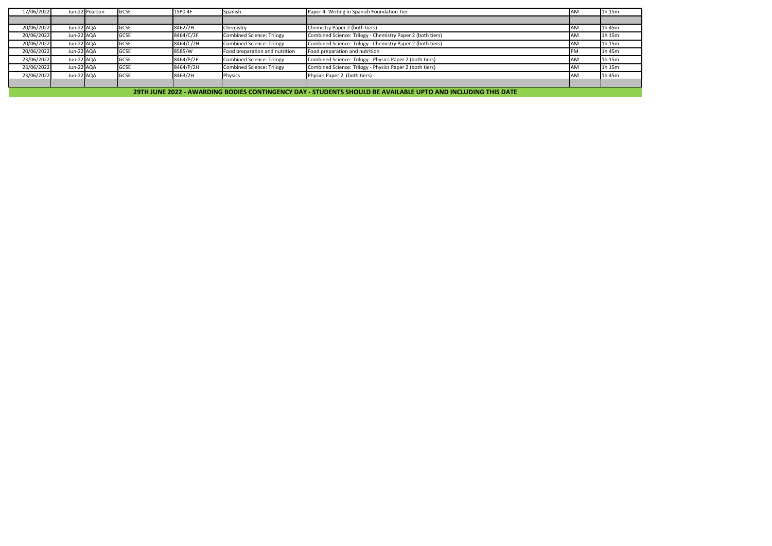| | | | | | | | | |
|---|---|---|---|---|---|---|---|---|
| 17/06/2022 | Jun-22 | Pearson | GCSE | 1SP0 4F | Spanish | Paper 4: Writing in Spanish Foundation Tier | AM | 1h 15m |
| | | | | | | | | |
| 20/06/2022 | Jun-22 | AQA | GCSE | 8462/2H | Chemistry | Chemistry Paper 2 (both tiers) | AM | 1h 45m |
| 20/06/2022 | Jun-22 | AQA | GCSE | 8464/C/2F | Combined Science: Trilogy | Combined Science: Trilogy - Chemistry Paper 2 (both tiers) | AM | 1h 15m |
| 20/06/2022 | Jun-22 | AQA | GCSE | 8464/C/2H | Combined Science: Trilogy | Combined Science: Trilogy - Chemistry Paper 2 (both tiers) | AM | 1h 15m |
| 20/06/2022 | Jun-22 | AQA | GCSE | 8585/W | Food preparation and nutrition | Food preparation and nutrition | PM | 1h 45m |
| 23/06/2022 | Jun-22 | AQA | GCSE | 8464/P/2F | Combined Science: Trilogy | Combined Science: Trilogy - Physics Paper 2 (both tiers) | AM | 1h 15m |
| 23/06/2022 | Jun-22 | AQA | GCSE | 8464/P/2H | Combined Science: Trilogy | Combined Science: Trilogy - Physics Paper 2 (both tiers) | AM | 1h 15m |
| 23/06/2022 | Jun-22 | AQA | GCSE | 8463/2H | Physics | Physics Paper 2 (both tiers) | AM | 1h 45m |
| | | | | | | | | |

**29TH JUNE 2022 - AWARDING BODIES CONTINGENCY DAY - STUDENTS SHOULD BE AVAILABLE UPTO AND INCLUDING THIS DATE**